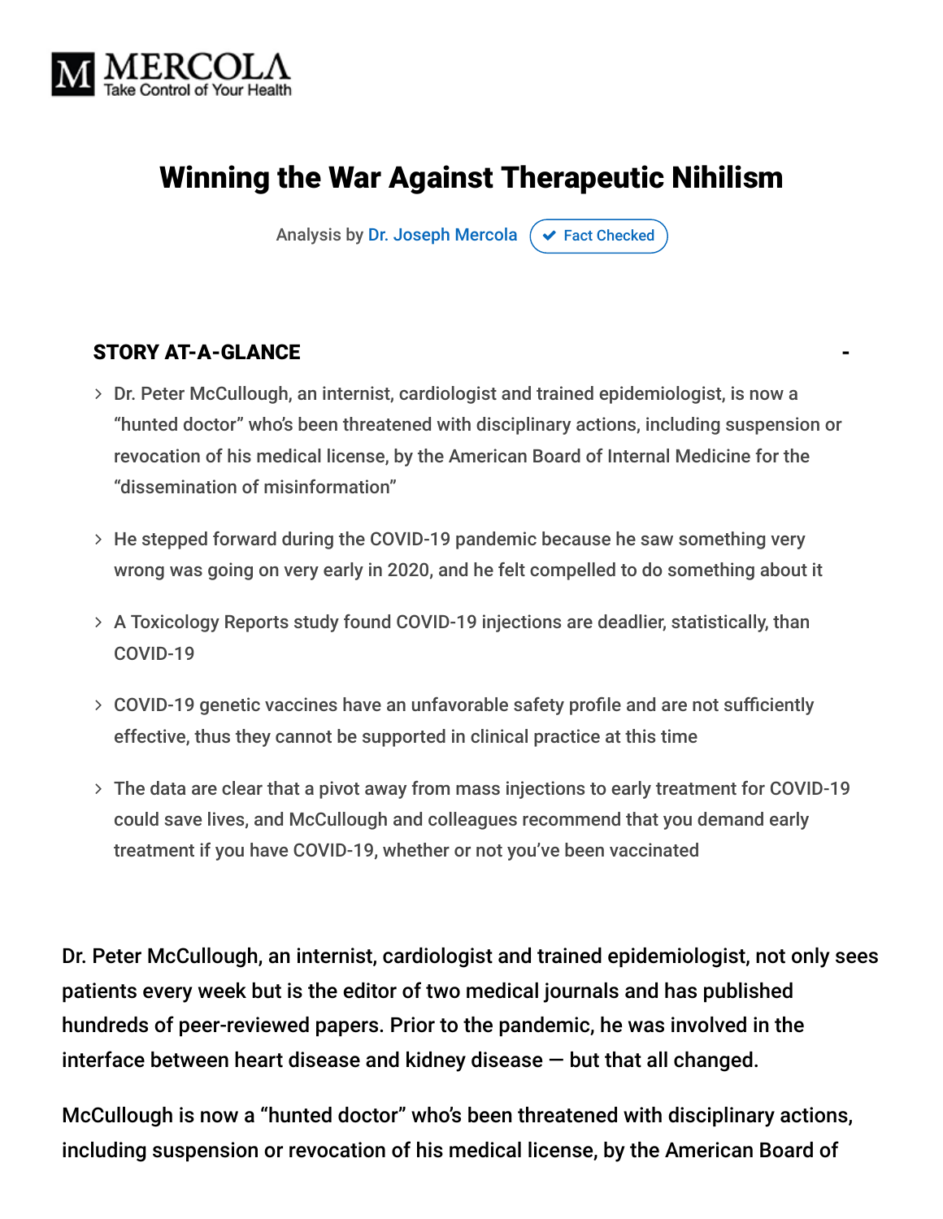# Winning the War Against Therapeutic Nihilism

Analysis by Dr. Joseph Mercola ✔ Fact Checked

## STORY AT-A-GLANCE

- Dr. Peter McCullough, an internist, cardiologist and trained epidemiologist, is now a "hunted doctor" who's been threatened with disciplinary actions, including suspension or revocation of his medical license, by the American Board of Internal Medicine for the "dissemination of misinformation"
- He stepped forward during the COVID-19 pandemic because he saw something very wrong was going on very early in 2020, and he felt compelled to do something about it
- A Toxicology Reports study found COVID-19 injections are deadlier, statistically, than COVID-19
- COVID-19 genetic vaccines have an unfavorable safety profile and are not sufficiently effective, thus they cannot be supported in clinical practice at this time
- The data are clear that a pivot away from mass injections to early treatment for COVID-19 could save lives, and McCullough and colleagues recommend that you demand early treatment if you have COVID-19, whether or not you've been vaccinated

Dr. Peter McCullough, an internist, cardiologist and trained epidemiologist, not only sees patients every week but is the editor of two medical journals and has published hundreds of peer-reviewed papers. Prior to the pandemic, he was involved in the interface between heart disease and kidney disease — but that all changed.

McCullough is now a "hunted doctor" who's been threatened with disciplinary actions, including suspension or revocation of his medical license, by the American Board of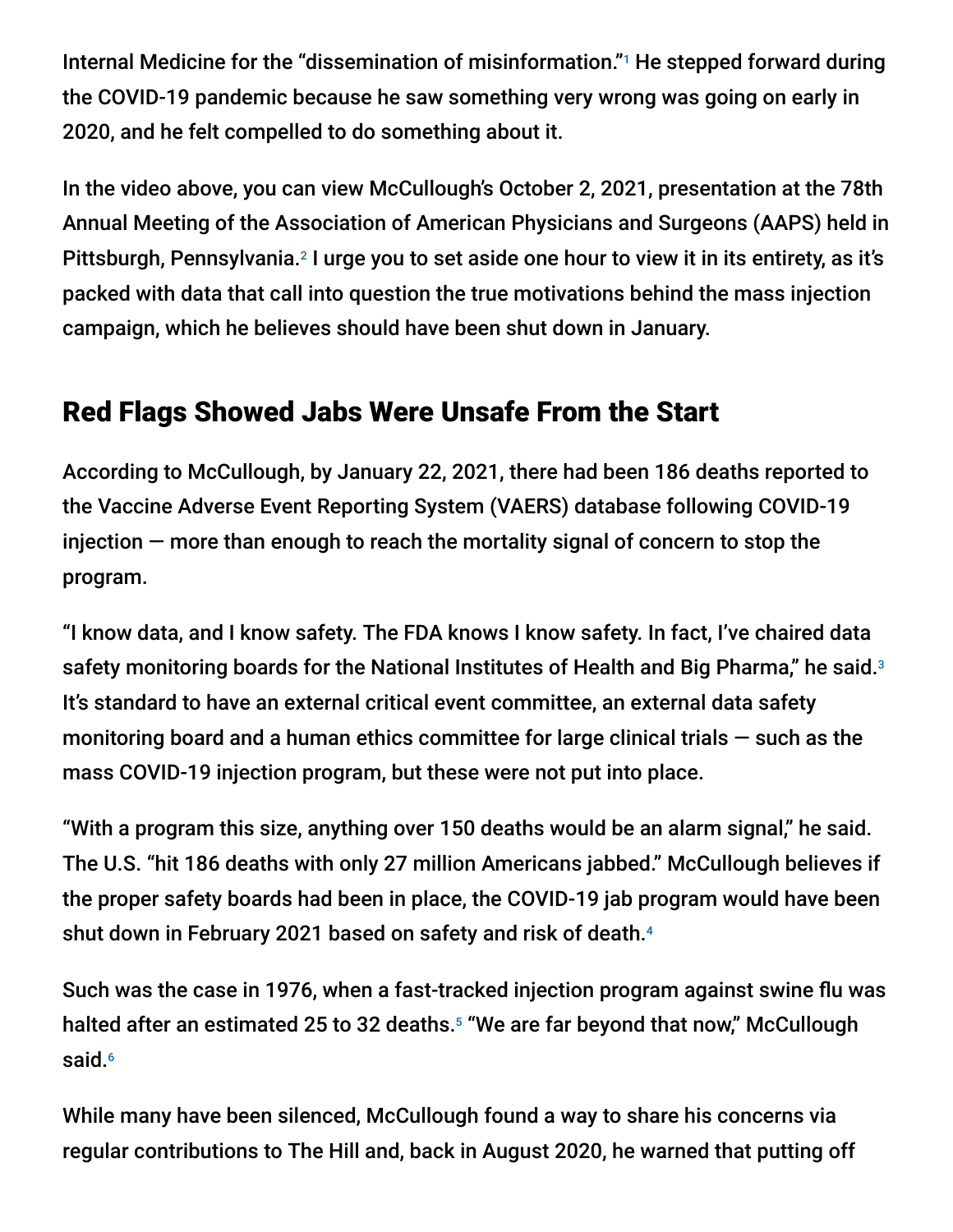Internal Medicine for the "dissemination of misinformation."[1] He stepped forward during the COVID-19 pandemic because he saw something very wrong was going on early in 2020, and he felt compelled to do something about it.

In the video above, you can view McCullough's October 2, 2021, presentation at the 78th Annual Meeting of the Association of American Physicians and Surgeons (AAPS) held in Pittsburgh, Pennsylvania.[2] I urge you to set aside one hour to view it in its entirety, as it's packed with data that call into question the true motivations behind the mass injection campaign, which he believes should have been shut down in January.

## Red Flags Showed Jabs Were Unsafe From the Start

According to McCullough, by January 22, 2021, there had been 186 deaths reported to the Vaccine Adverse Event Reporting System (VAERS) database following COVID-19 injection — more than enough to reach the mortality signal of concern to stop the program.

"I know data, and I know safety. The FDA knows I know safety. In fact, I've chaired data safety monitoring boards for the National Institutes of Health and Big Pharma," he said.[3] It's standard to have an external critical event committee, an external data safety monitoring board and a human ethics committee for large clinical trials — such as the mass COVID-19 injection program, but these were not put into place.

"With a program this size, anything over 150 deaths would be an alarm signal," he said. The U.S. "hit 186 deaths with only 27 million Americans jabbed." McCullough believes if the proper safety boards had been in place, the COVID-19 jab program would have been shut down in February 2021 based on safety and risk of death.[4]

Such was the case in 1976, when a fast-tracked injection program against swine flu was halted after an estimated 25 to 32 deaths.[5] "We are far beyond that now," McCullough said.[6]

While many have been silenced, McCullough found a way to share his concerns via regular contributions to The Hill and, back in August 2020, he warned that putting off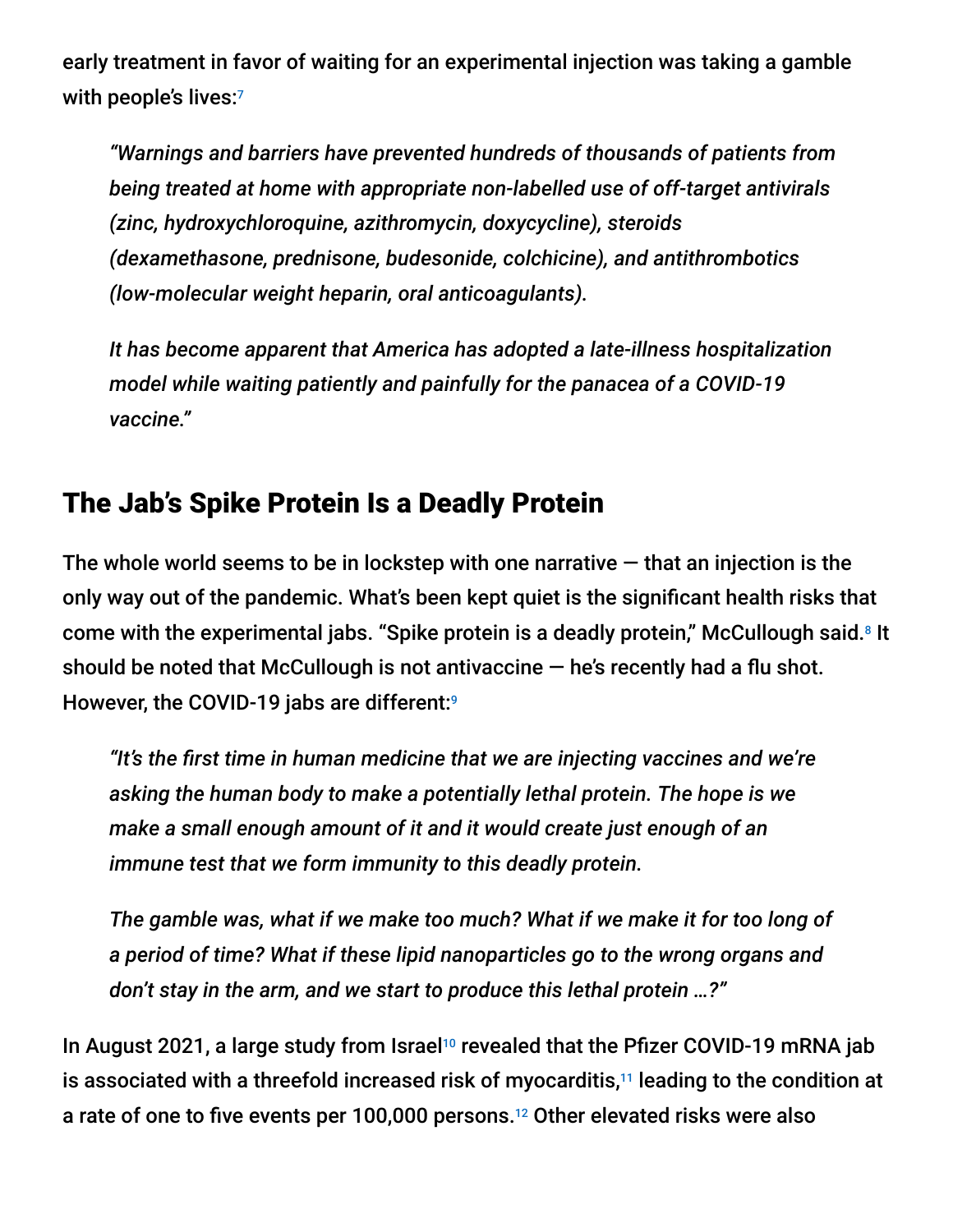early treatment in favor of waiting for an experimental injection was taking a gamble with people's lives:[7]

> *"Warnings and barriers have prevented hundreds of thousands of patients from being treated at home with appropriate non-labelled use of off-target antivirals (zinc, hydroxychloroquine, azithromycin, doxycycline), steroids (dexamethasone, prednisone, budesonide, colchicine), and antithrombotics (low-molecular weight heparin, oral anticoagulants).*
>
> *It has become apparent that America has adopted a late-illness hospitalization model while waiting patiently and painfully for the panacea of a COVID-19 vaccine."*

## The Jab's Spike Protein Is a Deadly Protein

The whole world seems to be in lockstep with one narrative — that an injection is the only way out of the pandemic. What's been kept quiet is the significant health risks that come with the experimental jabs. "Spike protein is a deadly protein," McCullough said.[8] It should be noted that McCullough is not antivaccine — he's recently had a flu shot. However, the COVID-19 jabs are different:[9]

> *"It's the first time in human medicine that we are injecting vaccines and we're asking the human body to make a potentially lethal protein. The hope is we make a small enough amount of it and it would create just enough of an immune test that we form immunity to this deadly protein.*
>
> *The gamble was, what if we make too much? What if we make it for too long of a period of time? What if these lipid nanoparticles go to the wrong organs and don't stay in the arm, and we start to produce this lethal protein …?"*

In August 2021, a large study from Israel[10] revealed that the Pfizer COVID-19 mRNA jab is associated with a threefold increased risk of myocarditis,[11] leading to the condition at a rate of one to five events per 100,000 persons.[12] Other elevated risks were also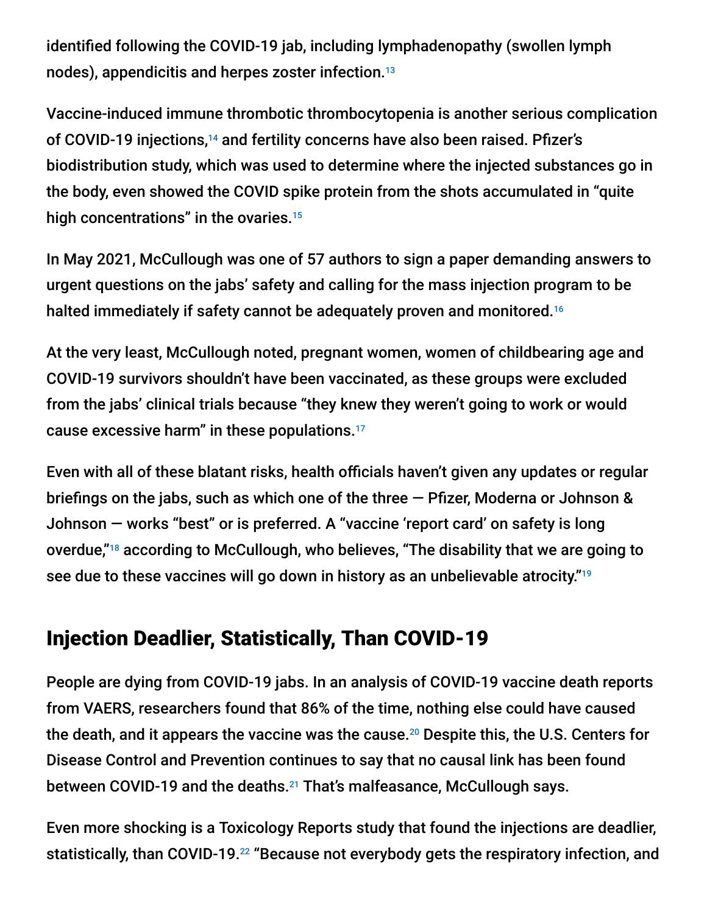identified following the COVID-19 jab, including lymphadenopathy (swollen lymph nodes), appendicitis and herpes zoster infection.[13]

Vaccine-induced immune thrombotic thrombocytopenia is another serious complication of COVID-19 injections,[14] and fertility concerns have also been raised. Pfizer's biodistribution study, which was used to determine where the injected substances go in the body, even showed the COVID spike protein from the shots accumulated in "quite high concentrations" in the ovaries.[15]

In May 2021, McCullough was one of 57 authors to sign a paper demanding answers to urgent questions on the jabs' safety and calling for the mass injection program to be halted immediately if safety cannot be adequately proven and monitored.[16]

At the very least, McCullough noted, pregnant women, women of childbearing age and COVID-19 survivors shouldn't have been vaccinated, as these groups were excluded from the jabs' clinical trials because "they knew they weren't going to work or would cause excessive harm" in these populations.[17]

Even with all of these blatant risks, health officials haven't given any updates or regular briefings on the jabs, such as which one of the three — Pfizer, Moderna or Johnson & Johnson — works "best" or is preferred. A "vaccine 'report card' on safety is long overdue,"[18] according to McCullough, who believes, "The disability that we are going to see due to these vaccines will go down in history as an unbelievable atrocity."[19]

## Injection Deadlier, Statistically, Than COVID-19

People are dying from COVID-19 jabs. In an analysis of COVID-19 vaccine death reports from VAERS, researchers found that 86% of the time, nothing else could have caused the death, and it appears the vaccine was the cause.[20] Despite this, the U.S. Centers for Disease Control and Prevention continues to say that no causal link has been found between COVID-19 and the deaths.[21] That's malfeasance, McCullough says.

Even more shocking is a Toxicology Reports study that found the injections are deadlier, statistically, than COVID-19.[22] "Because not everybody gets the respiratory infection, and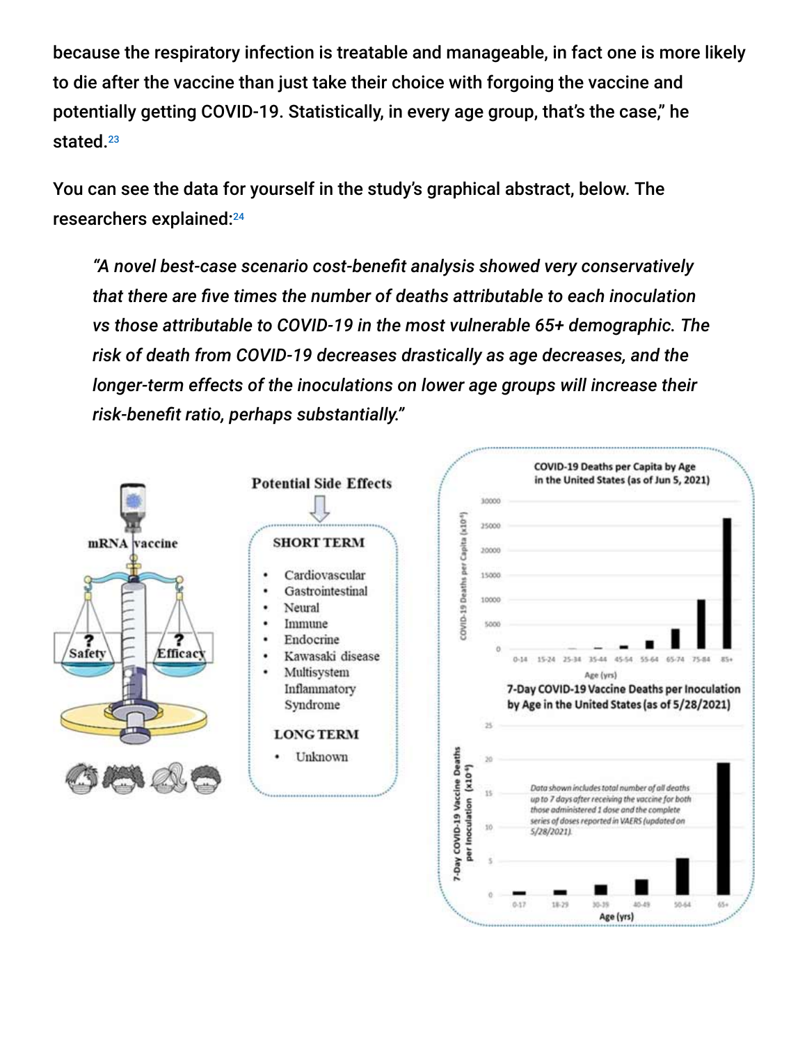because the respiratory infection is treatable and manageable, in fact one is more likely to die after the vaccine than just take their choice with forgoing the vaccine and potentially getting COVID-19. Statistically, in every age group, that's the case," he stated.[23]

You can see the data for yourself in the study's graphical abstract, below. The researchers explained:[24]

> *"A novel best-case scenario cost-benefit analysis showed very conservatively that there are five times the number of deaths attributable to each inoculation vs those attributable to COVID-19 in the most vulnerable 65+ demographic. The risk of death from COVID-19 decreases drastically as age decreases, and the longer-term effects of the inoculations on lower age groups will increase their risk-benefit ratio, perhaps substantially."*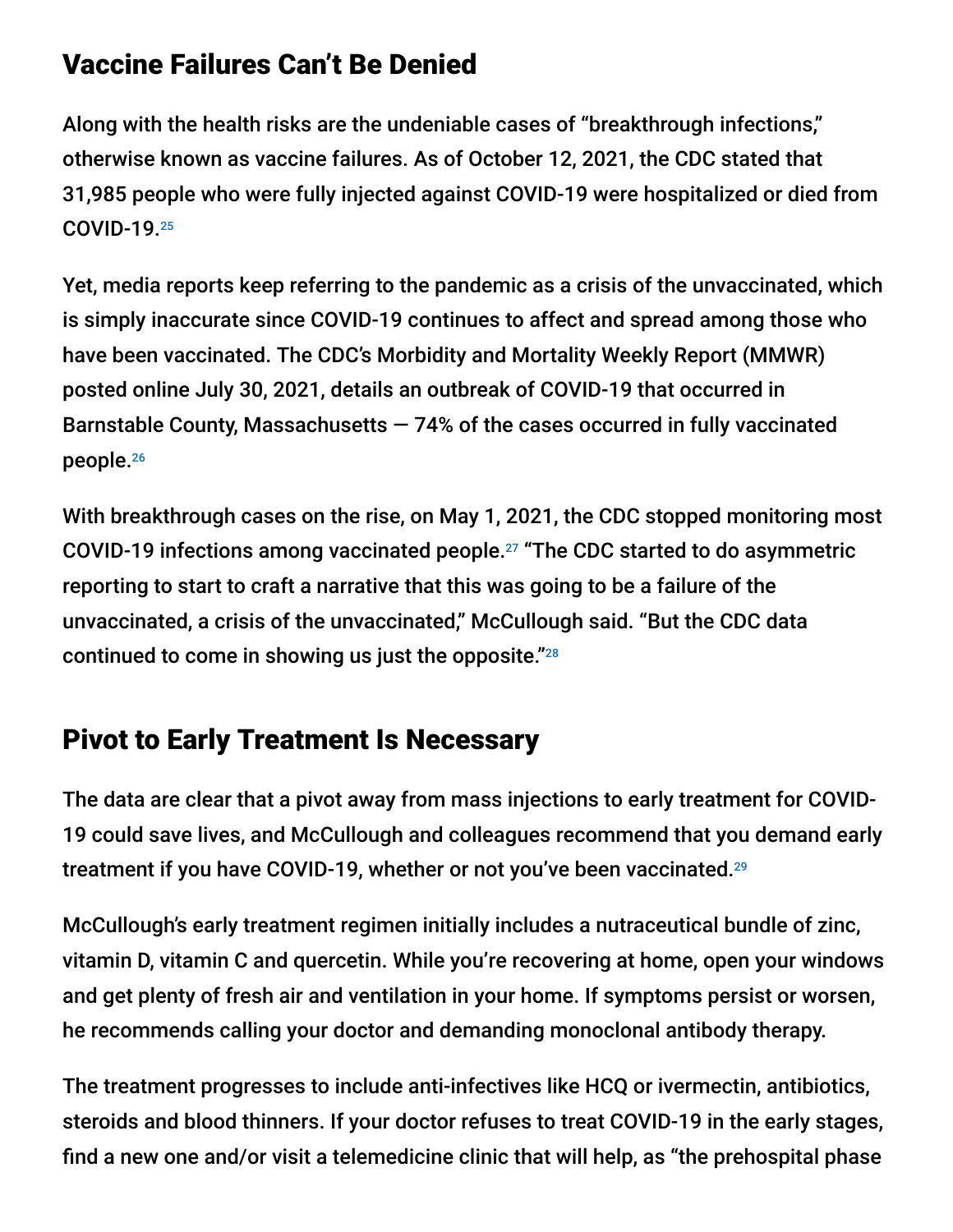## Vaccine Failures Can't Be Denied

Along with the health risks are the undeniable cases of "breakthrough infections," otherwise known as vaccine failures. As of October 12, 2021, the CDC stated that 31,985 people who were fully injected against COVID-19 were hospitalized or died from COVID-19.[25]

Yet, media reports keep referring to the pandemic as a crisis of the unvaccinated, which is simply inaccurate since COVID-19 continues to affect and spread among those who have been vaccinated. The CDC's Morbidity and Mortality Weekly Report (MMWR) posted online July 30, 2021, details an outbreak of COVID-19 that occurred in Barnstable County, Massachusetts — 74% of the cases occurred in fully vaccinated people.[26]

With breakthrough cases on the rise, on May 1, 2021, the CDC stopped monitoring most COVID-19 infections among vaccinated people.[27] "The CDC started to do asymmetric reporting to start to craft a narrative that this was going to be a failure of the unvaccinated, a crisis of the unvaccinated," McCullough said. "But the CDC data continued to come in showing us just the opposite."[28]

## Pivot to Early Treatment Is Necessary

The data are clear that a pivot away from mass injections to early treatment for COVID-19 could save lives, and McCullough and colleagues recommend that you demand early treatment if you have COVID-19, whether or not you've been vaccinated.[29]

McCullough's early treatment regimen initially includes a nutraceutical bundle of zinc, vitamin D, vitamin C and quercetin. While you're recovering at home, open your windows and get plenty of fresh air and ventilation in your home. If symptoms persist or worsen, he recommends calling your doctor and demanding monoclonal antibody therapy.

The treatment progresses to include anti-infectives like HCQ or ivermectin, antibiotics, steroids and blood thinners. If your doctor refuses to treat COVID-19 in the early stages, find a new one and/or visit a telemedicine clinic that will help, as "the prehospital phase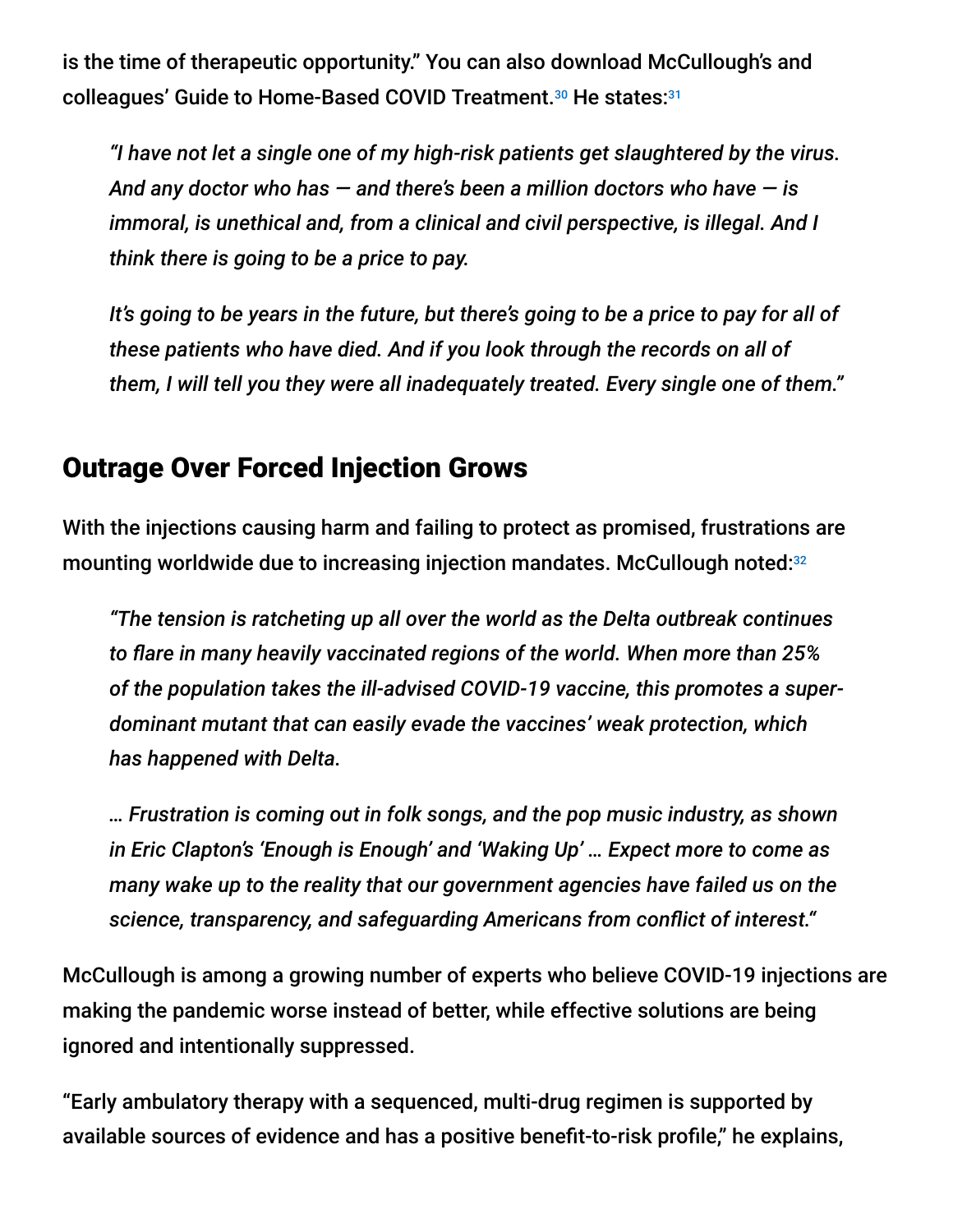is the time of therapeutic opportunity." You can also download McCullough's and colleagues' Guide to Home-Based COVID Treatment.[30] He states:[31]

> *"I have not let a single one of my high-risk patients get slaughtered by the virus. And any doctor who has — and there's been a million doctors who have — is immoral, is unethical and, from a clinical and civil perspective, is illegal. And I think there is going to be a price to pay.*
>
> *It's going to be years in the future, but there's going to be a price to pay for all of these patients who have died. And if you look through the records on all of them, I will tell you they were all inadequately treated. Every single one of them."*

## Outrage Over Forced Injection Grows

With the injections causing harm and failing to protect as promised, frustrations are mounting worldwide due to increasing injection mandates. McCullough noted:[32]

> *"The tension is ratcheting up all over the world as the Delta outbreak continues to flare in many heavily vaccinated regions of the world. When more than 25% of the population takes the ill-advised COVID-19 vaccine, this promotes a super-dominant mutant that can easily evade the vaccines' weak protection, which has happened with Delta.*
>
> *… Frustration is coming out in folk songs, and the pop music industry, as shown in Eric Clapton's 'Enough is Enough' and 'Waking Up' … Expect more to come as many wake up to the reality that our government agencies have failed us on the science, transparency, and safeguarding Americans from conflict of interest."*

McCullough is among a growing number of experts who believe COVID-19 injections are making the pandemic worse instead of better, while effective solutions are being ignored and intentionally suppressed.

"Early ambulatory therapy with a sequenced, multi-drug regimen is supported by available sources of evidence and has a positive benefit-to-risk profile," he explains,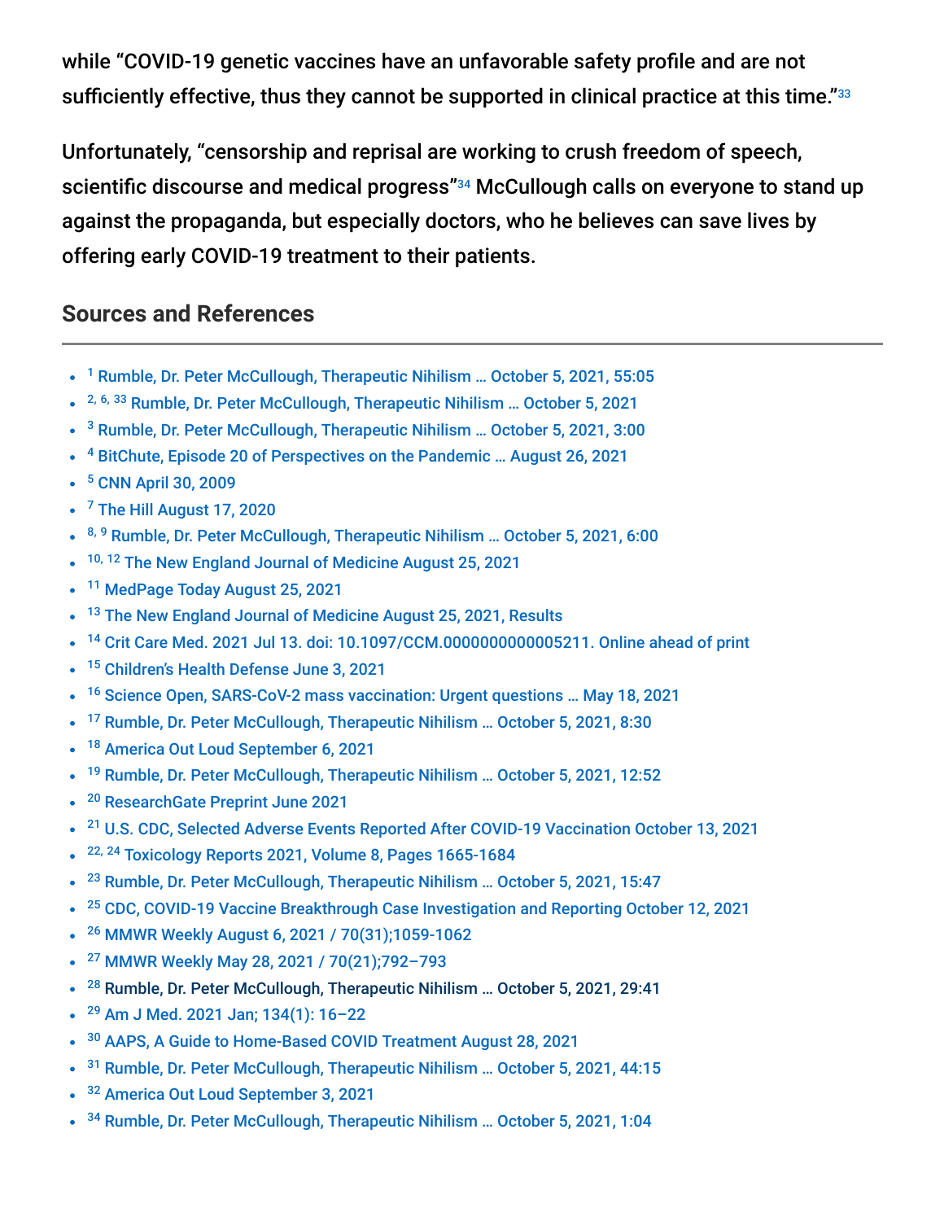while "COVID-19 genetic vaccines have an unfavorable safety profile and are not sufficiently effective, thus they cannot be supported in clinical practice at this time."[33]

Unfortunately, "censorship and reprisal are working to crush freedom of speech, scientific discourse and medical progress"[34] McCullough calls on everyone to stand up against the propaganda, but especially doctors, who he believes can save lives by offering early COVID-19 treatment to their patients.

## Sources and References

- [1] Rumble, Dr. Peter McCullough, Therapeutic Nihilism … October 5, 2021, 55:05
- [2, 6, 33] Rumble, Dr. Peter McCullough, Therapeutic Nihilism … October 5, 2021
- [3] Rumble, Dr. Peter McCullough, Therapeutic Nihilism … October 5, 2021, 3:00
- [4] BitChute, Episode 20 of Perspectives on the Pandemic … August 26, 2021
- [5] CNN April 30, 2009
- [7] The Hill August 17, 2020
- [8, 9] Rumble, Dr. Peter McCullough, Therapeutic Nihilism … October 5, 2021, 6:00
- [10, 12] The New England Journal of Medicine August 25, 2021
- [11] MedPage Today August 25, 2021
- [13] The New England Journal of Medicine August 25, 2021, Results
- [14] Crit Care Med. 2021 Jul 13. doi: 10.1097/CCM.0000000000005211. Online ahead of print
- [15] Children's Health Defense June 3, 2021
- [16] Science Open, SARS-CoV-2 mass vaccination: Urgent questions … May 18, 2021
- [17] Rumble, Dr. Peter McCullough, Therapeutic Nihilism … October 5, 2021, 8:30
- [18] America Out Loud September 6, 2021
- [19] Rumble, Dr. Peter McCullough, Therapeutic Nihilism … October 5, 2021, 12:52
- [20] ResearchGate Preprint June 2021
- [21] U.S. CDC, Selected Adverse Events Reported After COVID-19 Vaccination October 13, 2021
- [22, 24] Toxicology Reports 2021, Volume 8, Pages 1665-1684
- [23] Rumble, Dr. Peter McCullough, Therapeutic Nihilism … October 5, 2021, 15:47
- [25] CDC, COVID-19 Vaccine Breakthrough Case Investigation and Reporting October 12, 2021
- [26] MMWR Weekly August 6, 2021 / 70(31);1059-1062
- [27] MMWR Weekly May 28, 2021 / 70(21);792–793
- [28] Rumble, Dr. Peter McCullough, Therapeutic Nihilism … October 5, 2021, 29:41
- [29] Am J Med. 2021 Jan; 134(1): 16–22
- [30] AAPS, A Guide to Home-Based COVID Treatment August 28, 2021
- [31] Rumble, Dr. Peter McCullough, Therapeutic Nihilism … October 5, 2021, 44:15
- [32] America Out Loud September 3, 2021
- [34] Rumble, Dr. Peter McCullough, Therapeutic Nihilism … October 5, 2021, 1:04